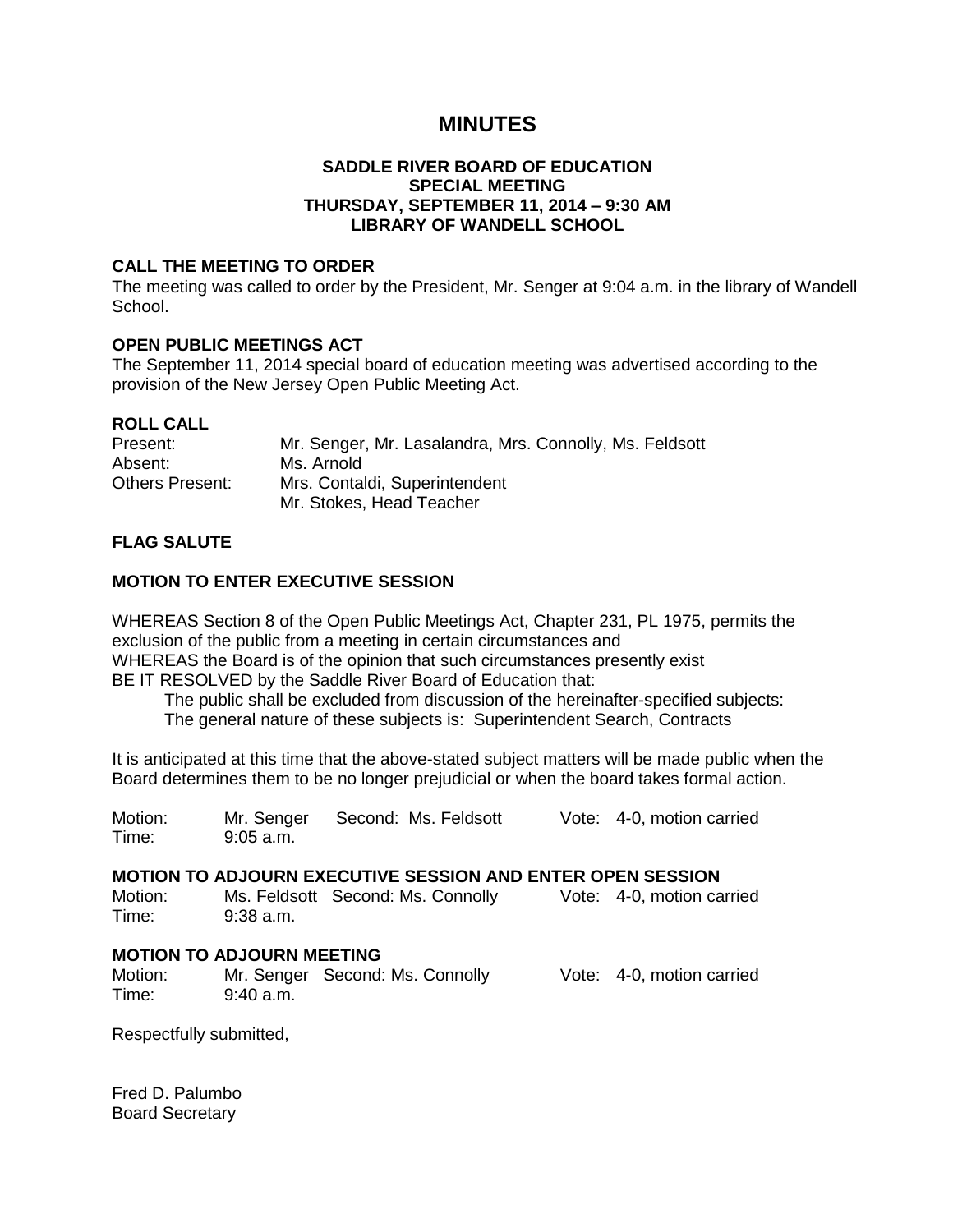# MINUTES

**SADDLE RIVER BOARD OF EDUCATION**
**SPECIAL MEETING**
**THURSDAY, SEPTEMBER 11, 2014 – 9:30 AM**
**LIBRARY OF WANDELL SCHOOL**

### CALL THE MEETING TO ORDER

The meeting was called to order by the President, Mr. Senger at 9:04 a.m. in the library of Wandell School.

### OPEN PUBLIC MEETINGS ACT

The September 11, 2014 special board of education meeting was advertised according to the provision of the New Jersey Open Public Meeting Act.

### ROLL CALL

| | |
|---|---|
| Present: | Mr. Senger, Mr. Lasalandra, Mrs. Connolly, Ms. Feldsott |
| Absent: | Ms. Arnold |
| Others Present: | Mrs. Contaldi, Superintendent |
| | Mr. Stokes, Head Teacher |

### FLAG SALUTE

### MOTION TO ENTER EXECUTIVE SESSION

WHEREAS Section 8 of the Open Public Meetings Act, Chapter 231, PL 1975, permits the exclusion of the public from a meeting in certain circumstances and
WHEREAS the Board is of the opinion that such circumstances presently exist
BE IT RESOLVED by the Saddle River Board of Education that:

The public shall be excluded from discussion of the hereinafter-specified subjects:
The general nature of these subjects is: Superintendent Search, Contracts

It is anticipated at this time that the above-stated subject matters will be made public when the Board determines them to be no longer prejudicial or when the board takes formal action.

Motion: Mr. Senger Second: Ms. Feldsott Vote: 4-0, motion carried
Time: 9:05 a.m.

### MOTION TO ADJOURN EXECUTIVE SESSION AND ENTER OPEN SESSION

Motion: Ms. Feldsott Second: Ms. Connolly Vote: 4-0, motion carried
Time: 9:38 a.m.

### MOTION TO ADJOURN MEETING

Motion: Mr. Senger Second: Ms. Connolly Vote: 4-0, motion carried
Time: 9:40 a.m.

Respectfully submitted,

Fred D. Palumbo
Board Secretary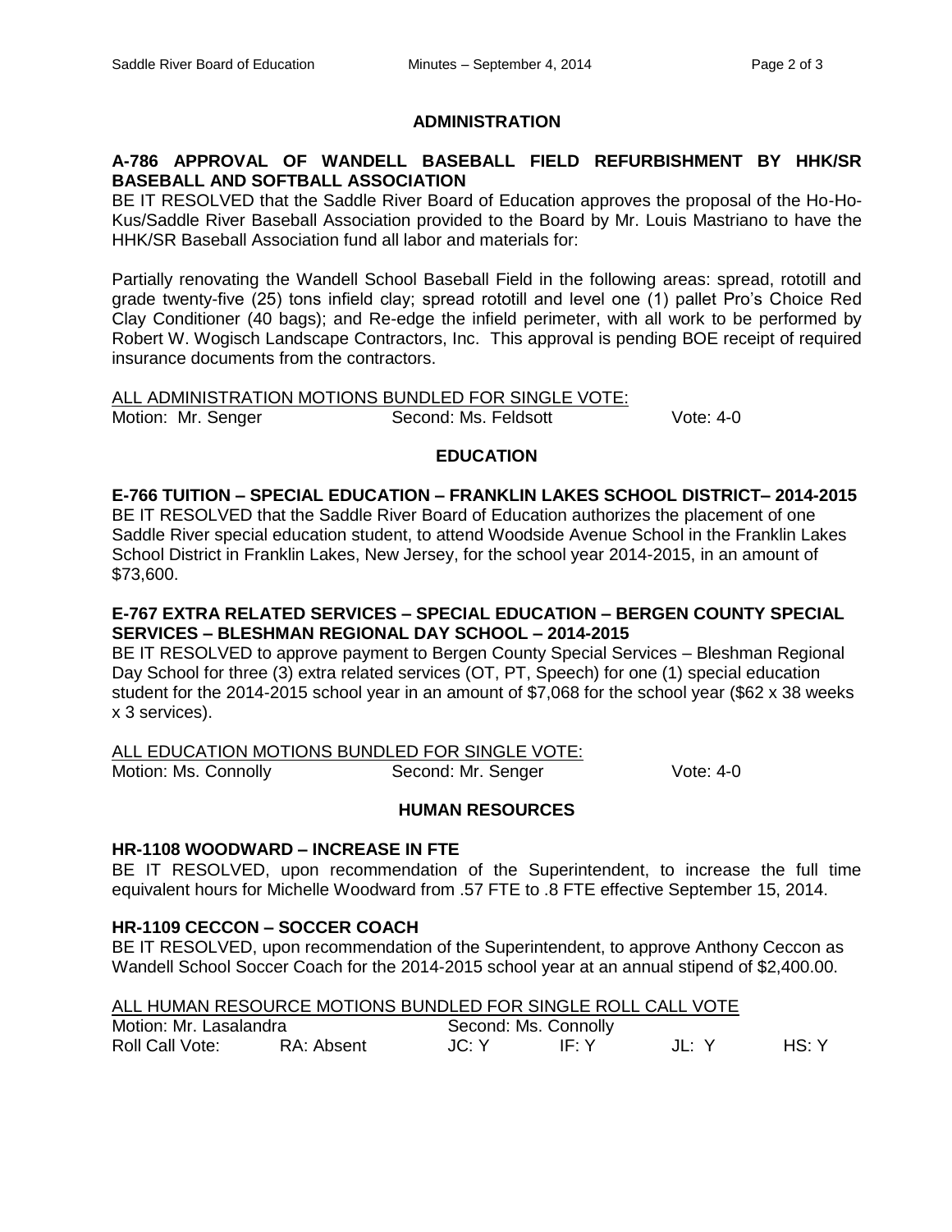## ADMINISTRATION

**A-786 APPROVAL OF WANDELL BASEBALL FIELD REFURBISHMENT BY HHK/SR BASEBALL AND SOFTBALL ASSOCIATION**

BE IT RESOLVED that the Saddle River Board of Education approves the proposal of the Ho-Ho-Kus/Saddle River Baseball Association provided to the Board by Mr. Louis Mastriano to have the HHK/SR Baseball Association fund all labor and materials for:

Partially renovating the Wandell School Baseball Field in the following areas: spread, rototill and grade twenty-five (25) tons infield clay; spread rototill and level one (1) pallet Pro's Choice Red Clay Conditioner (40 bags); and Re-edge the infield perimeter, with all work to be performed by Robert W. Wogisch Landscape Contractors, Inc. This approval is pending BOE receipt of required insurance documents from the contractors.

ALL ADMINISTRATION MOTIONS BUNDLED FOR SINGLE VOTE:

Motion: Mr. Senger Second: Ms. Feldsott Vote: 4-0

## EDUCATION

**E-766 TUITION – SPECIAL EDUCATION – FRANKLIN LAKES SCHOOL DISTRICT– 2014-2015**

BE IT RESOLVED that the Saddle River Board of Education authorizes the placement of one Saddle River special education student, to attend Woodside Avenue School in the Franklin Lakes School District in Franklin Lakes, New Jersey, for the school year 2014-2015, in an amount of $73,600.

**E-767 EXTRA RELATED SERVICES – SPECIAL EDUCATION – BERGEN COUNTY SPECIAL SERVICES – BLESHMAN REGIONAL DAY SCHOOL – 2014-2015**

BE IT RESOLVED to approve payment to Bergen County Special Services – Bleshman Regional Day School for three (3) extra related services (OT, PT, Speech) for one (1) special education student for the 2014-2015 school year in an amount of $7,068 for the school year ($62 x 38 weeks x 3 services).

ALL EDUCATION MOTIONS BUNDLED FOR SINGLE VOTE:

Motion: Ms. Connolly Second: Mr. Senger Vote: 4-0

## HUMAN RESOURCES

**HR-1108 WOODWARD – INCREASE IN FTE**

BE IT RESOLVED, upon recommendation of the Superintendent, to increase the full time equivalent hours for Michelle Woodward from .57 FTE to .8 FTE effective September 15, 2014.

**HR-1109 CECCON – SOCCER COACH**

BE IT RESOLVED, upon recommendation of the Superintendent, to approve Anthony Ceccon as Wandell School Soccer Coach for the 2014-2015 school year at an annual stipend of $2,400.00.

ALL HUMAN RESOURCE MOTIONS BUNDLED FOR SINGLE ROLL CALL VOTE

Motion: Mr. Lasalandra Second: Ms. Connolly

Roll Call Vote: RA: Absent JC: Y IF: Y JL: Y HS: Y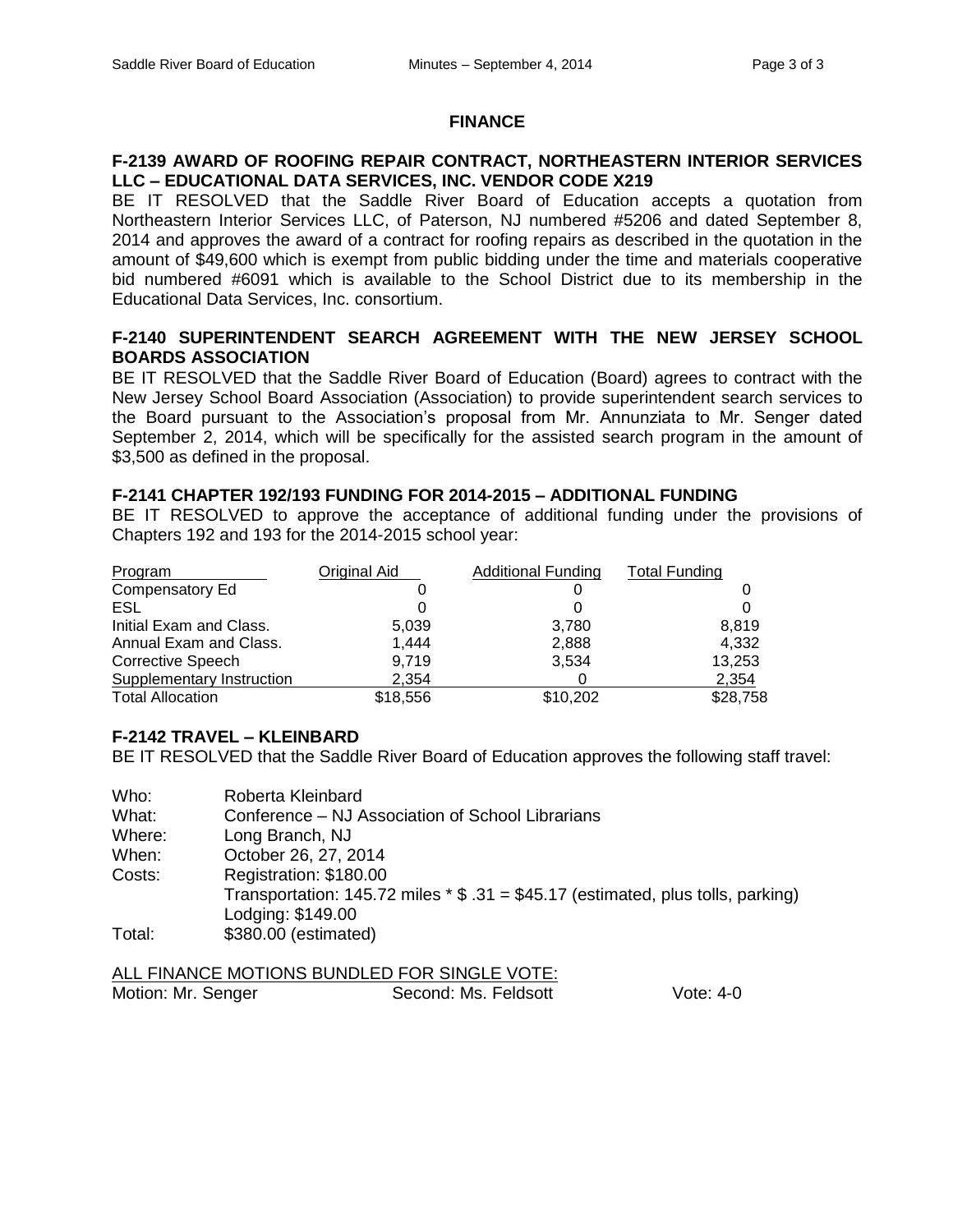## FINANCE

### F-2139 AWARD OF ROOFING REPAIR CONTRACT, NORTHEASTERN INTERIOR SERVICES LLC – EDUCATIONAL DATA SERVICES, INC. VENDOR CODE X219

BE IT RESOLVED that the Saddle River Board of Education accepts a quotation from Northeastern Interior Services LLC, of Paterson, NJ numbered #5206 and dated September 8, 2014 and approves the award of a contract for roofing repairs as described in the quotation in the amount of $49,600 which is exempt from public bidding under the time and materials cooperative bid numbered #6091 which is available to the School District due to its membership in the Educational Data Services, Inc. consortium.

### F-2140 SUPERINTENDENT SEARCH AGREEMENT WITH THE NEW JERSEY SCHOOL BOARDS ASSOCIATION

BE IT RESOLVED that the Saddle River Board of Education (Board) agrees to contract with the New Jersey School Board Association (Association) to provide superintendent search services to the Board pursuant to the Association's proposal from Mr. Annunziata to Mr. Senger dated September 2, 2014, which will be specifically for the assisted search program in the amount of $3,500 as defined in the proposal.

### F-2141 CHAPTER 192/193 FUNDING FOR 2014-2015 – ADDITIONAL FUNDING

BE IT RESOLVED to approve the acceptance of additional funding under the provisions of Chapters 192 and 193 for the 2014-2015 school year:

| Program | Original Aid | Additional Funding | Total Funding |
|---|---|---|---|
| Compensatory Ed | 0 | 0 | 0 |
| ESL | 0 | 0 | 0 |
| Initial Exam and Class. | 5,039 | 3,780 | 8,819 |
| Annual Exam and Class. | 1,444 | 2,888 | 4,332 |
| Corrective Speech | 9,719 | 3,534 | 13,253 |
| Supplementary Instruction | 2,354 | 0 | 2,354 |
| Total Allocation | $18,556 | $10,202 | $28,758 |

### F-2142 TRAVEL – KLEINBARD

BE IT RESOLVED that the Saddle River Board of Education approves the following staff travel:

Who: Roberta Kleinbard
What: Conference – NJ Association of School Librarians
Where: Long Branch, NJ
When: October 26, 27, 2014
Costs: Registration: $180.00
Transportation: 145.72 miles * $ .31 = $45.17 (estimated, plus tolls, parking)
Lodging: $149.00
Total: $380.00 (estimated)

ALL FINANCE MOTIONS BUNDLED FOR SINGLE VOTE:
Motion: Mr. Senger Second: Ms. Feldsott Vote: 4-0